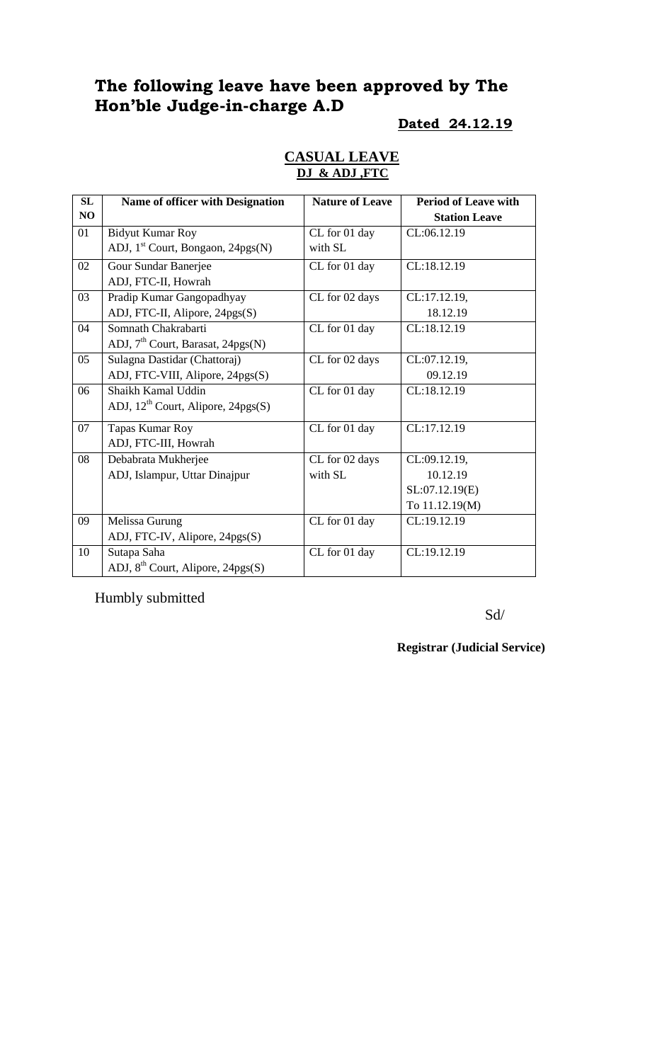# The following leave have been approved by The Hon'ble Judge-in-charge A.D

**Dated 24.12.19**

## CASUAL LEAVE
**DJ & ADJ ,FTC**

| SL NO | Name of officer with Designation | Nature of Leave | Period of Leave with Station Leave |
|---|---|---|---|
| 01 | Bidyut Kumar Roy<br>ADJ, 1st Court, Bongaon, 24pgs(N) | CL for 01 day with SL | CL:06.12.19 |
| 02 | Gour Sundar Banerjee<br>ADJ, FTC-II, Howrah | CL for 01 day | CL:18.12.19 |
| 03 | Pradip Kumar Gangopadhyay<br>ADJ, FTC-II, Alipore, 24pgs(S) | CL for 02 days | CL:17.12.19, 18.12.19 |
| 04 | Somnath Chakrabarti<br>ADJ, 7th Court, Barasat, 24pgs(N) | CL for 01 day | CL:18.12.19 |
| 05 | Sulagna Dastidar (Chattoraj)<br>ADJ, FTC-VIII, Alipore, 24pgs(S) | CL for 02 days | CL:07.12.19, 09.12.19 |
| 06 | Shaikh Kamal Uddin<br>ADJ, 12th Court, Alipore, 24pgs(S) | CL for 01 day | CL:18.12.19 |
| 07 | Tapas Kumar Roy<br>ADJ, FTC-III, Howrah | CL for 01 day | CL:17.12.19 |
| 08 | Debabrata Mukherjee<br>ADJ, Islampur, Uttar Dinajpur | CL for 02 days with SL | CL:09.12.19, 10.12.19<br>SL:07.12.19(E) To 11.12.19(M) |
| 09 | Melissa Gurung<br>ADJ, FTC-IV, Alipore, 24pgs(S) | CL for 01 day | CL:19.12.19 |
| 10 | Sutapa Saha<br>ADJ, 8th Court, Alipore, 24pgs(S) | CL for 01 day | CL:19.12.19 |

Humbly submitted

Sd/

**Registrar (Judicial Service)**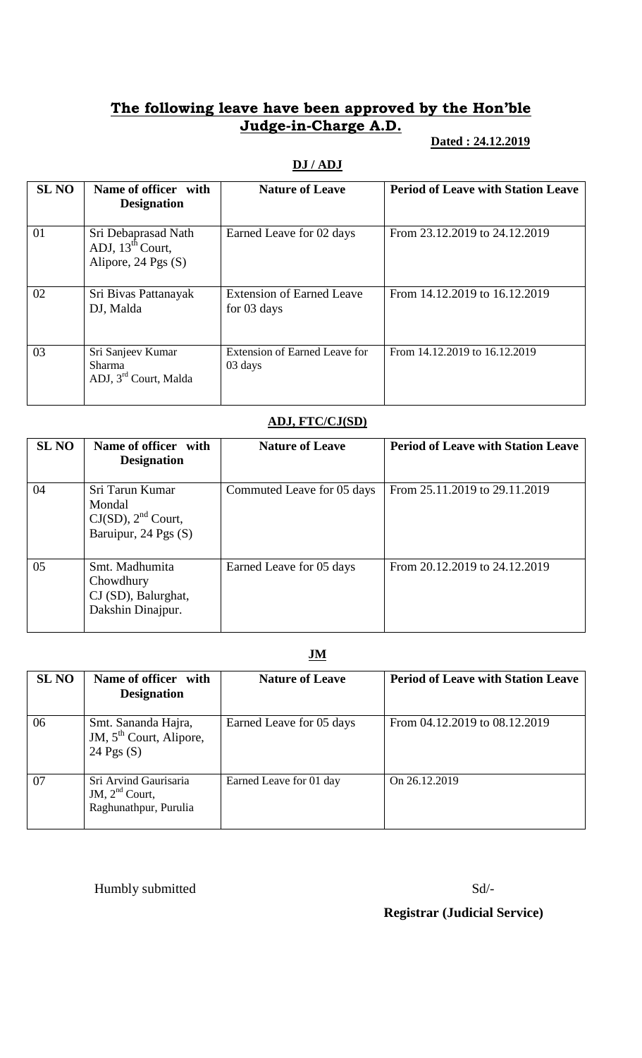# The following leave have been approved by the Hon'ble Judge-in-Charge A.D.

**Dated : 24.12.2019**

## DJ / ADJ

| SL NO | Name of officer with Designation | Nature of Leave | Period of Leave with Station Leave |
|---|---|---|---|
| 01 | Sri Debaprasad Nath ADJ, 13th Court, Alipore, 24 Pgs (S) | Earned Leave for 02 days | From 23.12.2019 to 24.12.2019 |
| 02 | Sri Bivas Pattanayak DJ, Malda | Extension of Earned Leave for 03 days | From 14.12.2019 to 16.12.2019 |
| 03 | Sri Sanjeev Kumar Sharma ADJ, 3rd Court, Malda | Extension of Earned Leave for 03 days | From 14.12.2019 to 16.12.2019 |

## ADJ, FTC/CJ(SD)

| SL NO | Name of officer with Designation | Nature of Leave | Period of Leave with Station Leave |
|---|---|---|---|
| 04 | Sri Tarun Kumar Mondal CJ(SD), 2nd Court, Baruipur, 24 Pgs (S) | Commuted Leave for 05 days | From 25.11.2019 to 29.11.2019 |
| 05 | Smt. Madhumita Chowdhury CJ (SD), Balurghat, Dakshin Dinajpur. | Earned Leave for 05 days | From 20.12.2019 to 24.12.2019 |

## JM

| SL NO | Name of officer with Designation | Nature of Leave | Period of Leave with Station Leave |
|---|---|---|---|
| 06 | Smt. Sananda Hajra, JM, 5th Court, Alipore, 24 Pgs (S) | Earned Leave for 05 days | From 04.12.2019 to 08.12.2019 |
| 07 | Sri Arvind Gaurisaria JM, 2nd Court, Raghunathpur, Purulia | Earned Leave for 01 day | On 26.12.2019 |

Humbly submitted

Sd/-

**Registrar (Judicial Service)**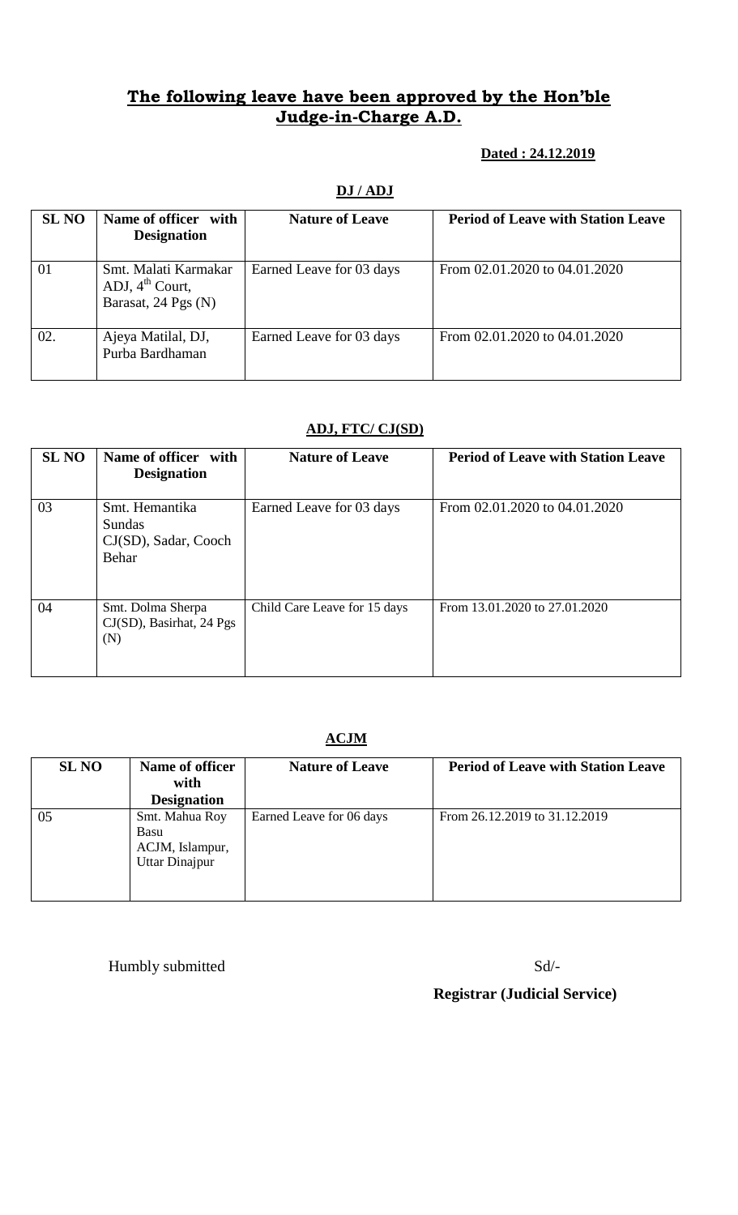# **The following leave have been approved by the Hon'ble Judge-in-Charge A.D.**

**Dated : 24.12.2019**

**DJ / ADJ**

| SL NO | Name of officer with Designation | Nature of Leave | Period of Leave with Station Leave |
|---|---|---|---|
| 01 | Smt. Malati Karmakar ADJ, 4th Court, Barasat, 24 Pgs (N) | Earned Leave for 03 days | From 02.01.2020 to 04.01.2020 |
| 02. | Ajeya Matilal, DJ, Purba Bardhaman | Earned Leave for 03 days | From 02.01.2020 to 04.01.2020 |

**ADJ, FTC/ CJ(SD)**

| SL NO | Name of officer with Designation | Nature of Leave | Period of Leave with Station Leave |
|---|---|---|---|
| 03 | Smt. Hemantika Sundas CJ(SD), Sadar, Cooch Behar | Earned Leave for 03 days | From 02.01.2020 to 04.01.2020 |
| 04 | Smt. Dolma Sherpa CJ(SD), Basirhat, 24 Pgs (N) | Child Care Leave for 15 days | From 13.01.2020 to 27.01.2020 |

**ACJM**

| SL NO | Name of officer with Designation | Nature of Leave | Period of Leave with Station Leave |
|---|---|---|---|
| 05 | Smt. Mahua Roy Basu ACJM, Islampur, Uttar Dinajpur | Earned Leave for 06 days | From 26.12.2019 to 31.12.2019 |

Humbly submitted

Sd/-

**Registrar (Judicial Service)**